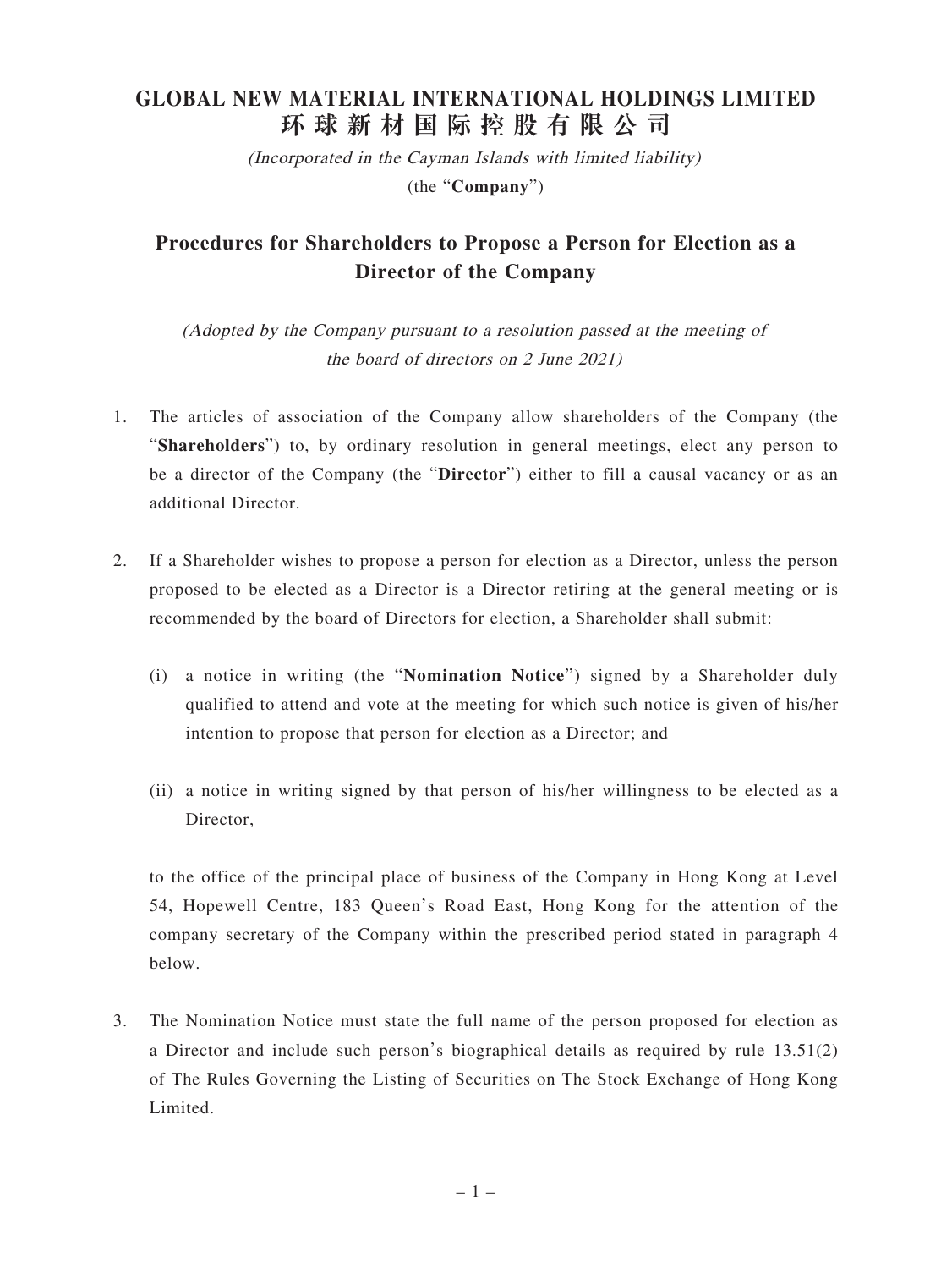# GLOBAL NEW MATERIAL INTERNATIONAL HOLDINGS LIMITED
# 环球新材国际控股有限公司

*(Incorporated in the Cayman Islands with limited liability)*

(the "**Company**")

## Procedures for Shareholders to Propose a Person for Election as a Director of the Company

*(Adopted by the Company pursuant to a resolution passed at the meeting of the board of directors on 2 June 2021)*

1. The articles of association of the Company allow shareholders of the Company (the "**Shareholders**") to, by ordinary resolution in general meetings, elect any person to be a director of the Company (the "**Director**") either to fill a causal vacancy or as an additional Director.

2. If a Shareholder wishes to propose a person for election as a Director, unless the person proposed to be elected as a Director is a Director retiring at the general meeting or is recommended by the board of Directors for election, a Shareholder shall submit:

   (i) a notice in writing (the "**Nomination Notice**") signed by a Shareholder duly qualified to attend and vote at the meeting for which such notice is given of his/her intention to propose that person for election as a Director; and

   (ii) a notice in writing signed by that person of his/her willingness to be elected as a Director,

   to the office of the principal place of business of the Company in Hong Kong at Level 54, Hopewell Centre, 183 Queen's Road East, Hong Kong for the attention of the company secretary of the Company within the prescribed period stated in paragraph 4 below.

3. The Nomination Notice must state the full name of the person proposed for election as a Director and include such person's biographical details as required by rule 13.51(2) of The Rules Governing the Listing of Securities on The Stock Exchange of Hong Kong Limited.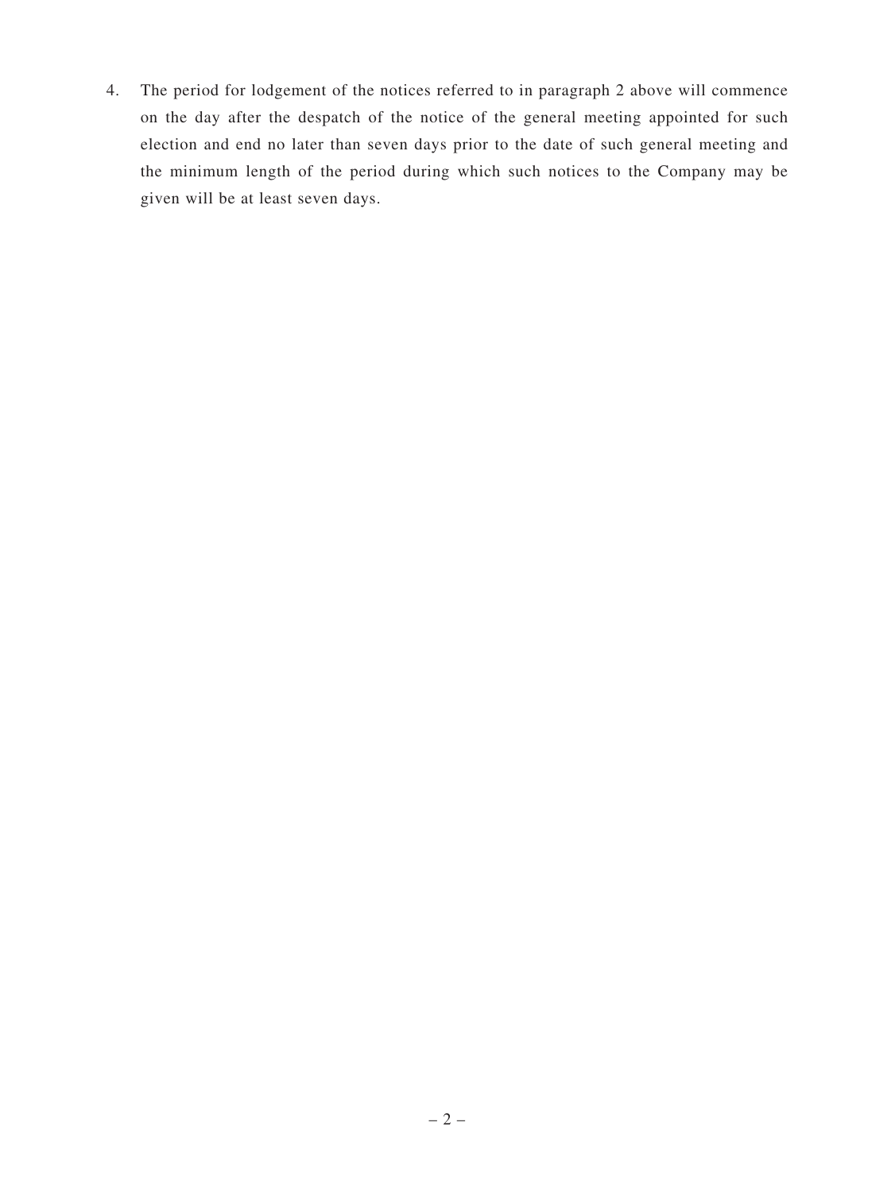4. The period for lodgement of the notices referred to in paragraph 2 above will commence on the day after the despatch of the notice of the general meeting appointed for such election and end no later than seven days prior to the date of such general meeting and the minimum length of the period during which such notices to the Company may be given will be at least seven days.